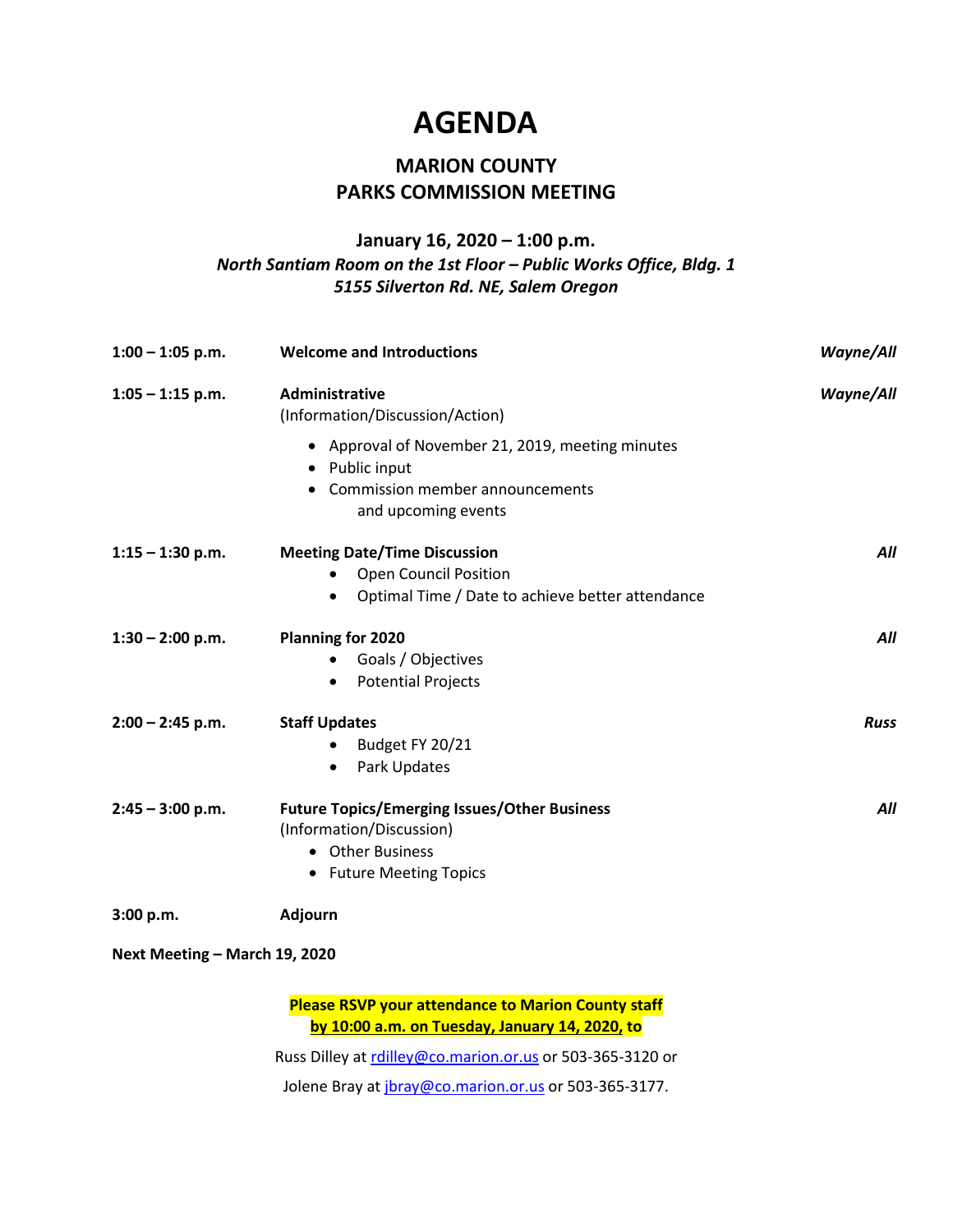# AGENDA

## MARION COUNTY
## PARKS COMMISSION MEETING

### January 16, 2020 – 1:00 p.m.

***North Santiam Room on the 1st Floor – Public Works Office, Bldg. 1***
***5155 Silverton Rd. NE, Salem Oregon***

**1:00 – 1:05 p.m.** **Welcome and Introductions** ***Wayne/All***

**1:05 – 1:15 p.m.** **Administrative** ***Wayne/All***
(Information/Discussion/Action)

- Approval of November 21, 2019, meeting minutes
- Public input
- Commission member announcements and upcoming events

**1:15 – 1:30 p.m.** **Meeting Date/Time Discussion** ***All***

- Open Council Position
- Optimal Time / Date to achieve better attendance

**1:30 – 2:00 p.m.** **Planning for 2020** ***All***

- Goals / Objectives
- Potential Projects

**2:00 – 2:45 p.m.** **Staff Updates** ***Russ***

- Budget FY 20/21
- Park Updates

**2:45 – 3:00 p.m.** **Future Topics/Emerging Issues/Other Business** ***All***
(Information/Discussion)

- Other Business
- Future Meeting Topics

**3:00 p.m.** **Adjourn**

**Next Meeting – March 19, 2020**

**Please RSVP your attendance to Marion County staff**
**by 10:00 a.m. on Tuesday, January 14, 2020, to**

Russ Dilley at rdilley@co.marion.or.us or 503-365-3120 or

Jolene Bray at jbray@co.marion.or.us or 503-365-3177.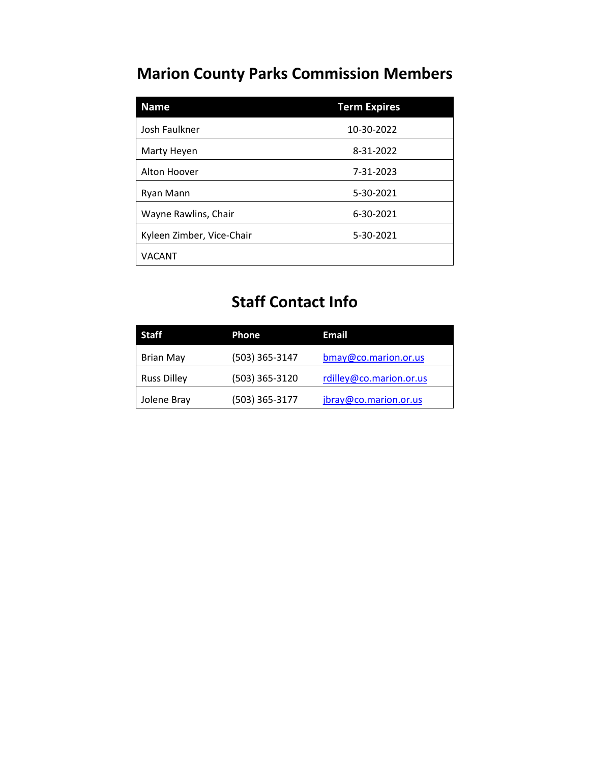## Marion County Parks Commission Members

| Name | Term Expires |
| --- | --- |
| Josh Faulkner | 10-30-2022 |
| Marty Heyen | 8-31-2022 |
| Alton Hoover | 7-31-2023 |
| Ryan Mann | 5-30-2021 |
| Wayne Rawlins, Chair | 6-30-2021 |
| Kyleen Zimber, Vice-Chair | 5-30-2021 |
| VACANT | |

## Staff Contact Info

| Staff | Phone | Email |
| --- | --- | --- |
| Brian May | (503) 365-3147 | bmay@co.marion.or.us |
| Russ Dilley | (503) 365-3120 | rdilley@co.marion.or.us |
| Jolene Bray | (503) 365-3177 | jbray@co.marion.or.us |